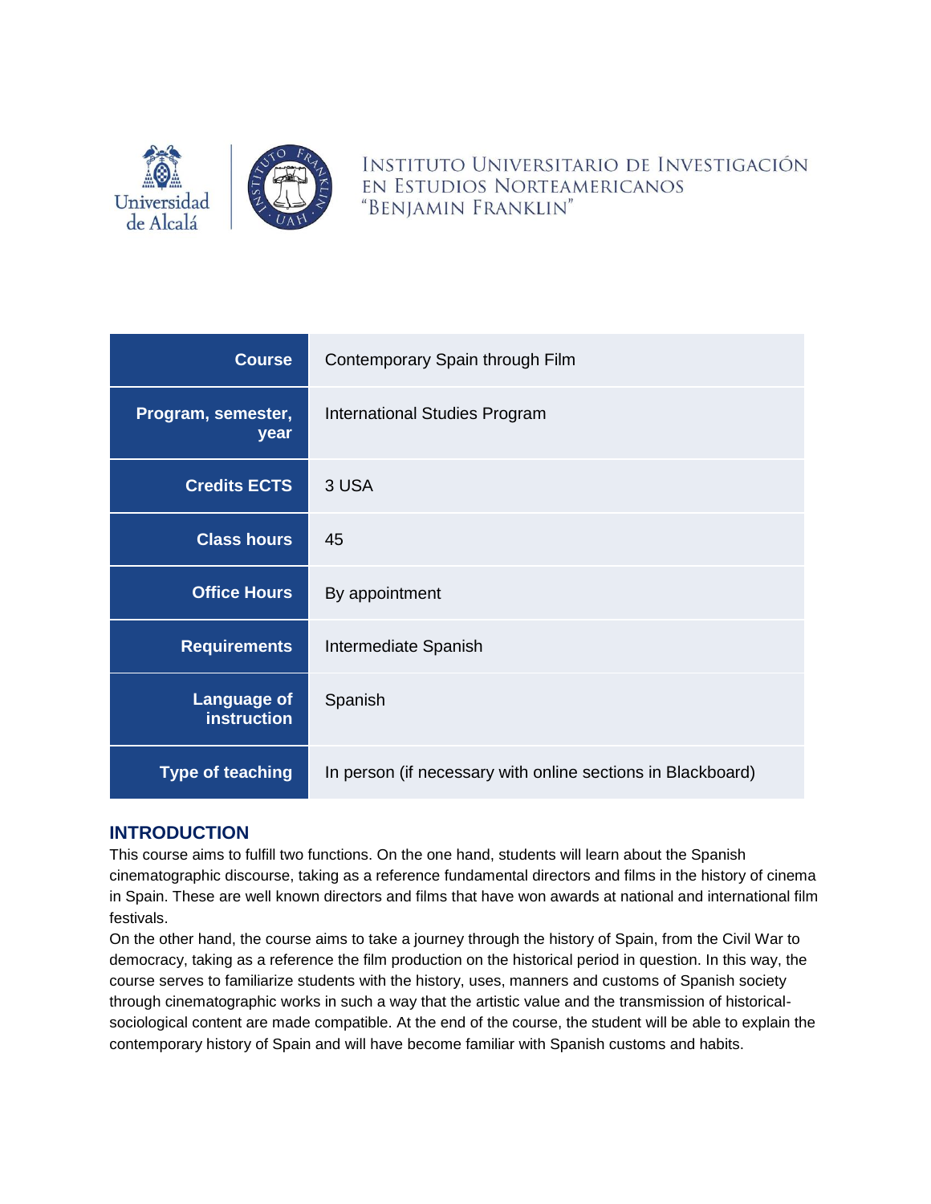Universidad de Alcalá

INSTITUTO UNIVERSITARIO DE INVESTIGACIÓN EN ESTUDIOS NORTEAMERICANOS "BENJAMIN FRANKLIN"

| | |
|---|---|
| **Course** | Contemporary Spain through Film |
| **Program, semester, year** | International Studies Program |
| **Credits ECTS** | 3 USA |
| **Class hours** | 45 |
| **Office Hours** | By appointment |
| **Requirements** | Intermediate Spanish |
| **Language of instruction** | Spanish |
| **Type of teaching** | In person (if necessary with online sections in Blackboard) |

## INTRODUCTION

This course aims to fulfill two functions. On the one hand, students will learn about the Spanish cinematographic discourse, taking as a reference fundamental directors and films in the history of cinema in Spain. These are well known directors and films that have won awards at national and international film festivals.

On the other hand, the course aims to take a journey through the history of Spain, from the Civil War to democracy, taking as a reference the film production on the historical period in question. In this way, the course serves to familiarize students with the history, uses, manners and customs of Spanish society through cinematographic works in such a way that the artistic value and the transmission of historical-sociological content are made compatible. At the end of the course, the student will be able to explain the contemporary history of Spain and will have become familiar with Spanish customs and habits.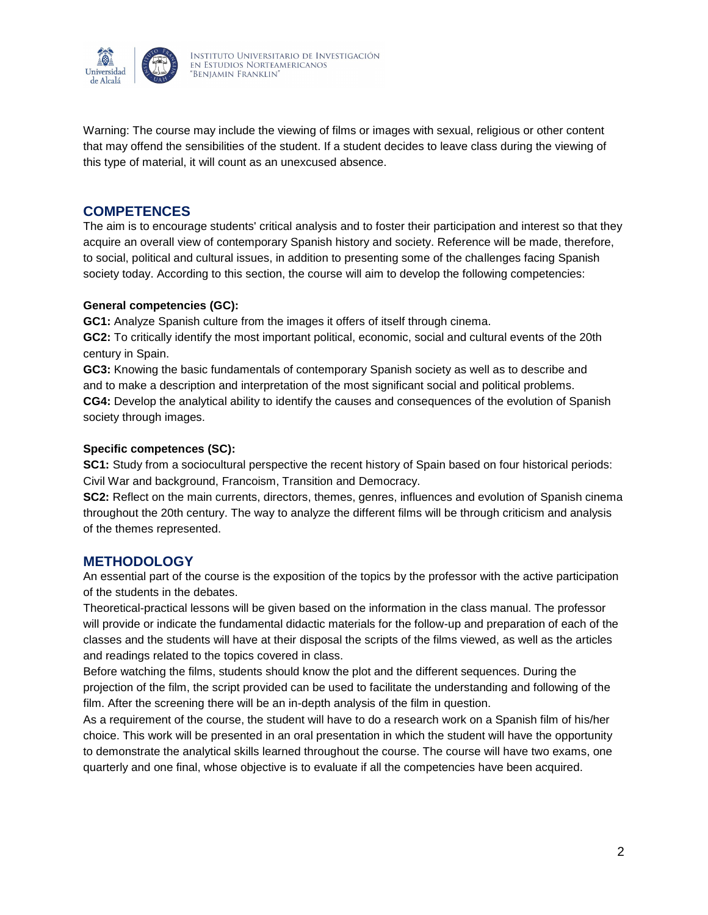Warning: The course may include the viewing of films or images with sexual, religious or other content that may offend the sensibilities of the student. If a student decides to leave class during the viewing of this type of material, it will count as an unexcused absence.

## COMPETENCES

The aim is to encourage students' critical analysis and to foster their participation and interest so that they acquire an overall view of contemporary Spanish history and society. Reference will be made, therefore, to social, political and cultural issues, in addition to presenting some of the challenges facing Spanish society today. According to this section, the course will aim to develop the following competencies:

**General competencies (GC):**

**GC1:** Analyze Spanish culture from the images it offers of itself through cinema.

**GC2:** To critically identify the most important political, economic, social and cultural events of the 20th century in Spain.

**GC3:** Knowing the basic fundamentals of contemporary Spanish society as well as to describe and and to make a description and interpretation of the most significant social and political problems.

**CG4:** Develop the analytical ability to identify the causes and consequences of the evolution of Spanish society through images.

**Specific competences (SC):**

**SC1:** Study from a sociocultural perspective the recent history of Spain based on four historical periods: Civil War and background, Francoism, Transition and Democracy.

**SC2:** Reflect on the main currents, directors, themes, genres, influences and evolution of Spanish cinema throughout the 20th century. The way to analyze the different films will be through criticism and analysis of the themes represented.

## METHODOLOGY

An essential part of the course is the exposition of the topics by the professor with the active participation of the students in the debates.

Theoretical-practical lessons will be given based on the information in the class manual. The professor will provide or indicate the fundamental didactic materials for the follow-up and preparation of each of the classes and the students will have at their disposal the scripts of the films viewed, as well as the articles and readings related to the topics covered in class.

Before watching the films, students should know the plot and the different sequences. During the projection of the film, the script provided can be used to facilitate the understanding and following of the film. After the screening there will be an in-depth analysis of the film in question.

As a requirement of the course, the student will have to do a research work on a Spanish film of his/her choice. This work will be presented in an oral presentation in which the student will have the opportunity to demonstrate the analytical skills learned throughout the course. The course will have two exams, one quarterly and one final, whose objective is to evaluate if all the competencies have been acquired.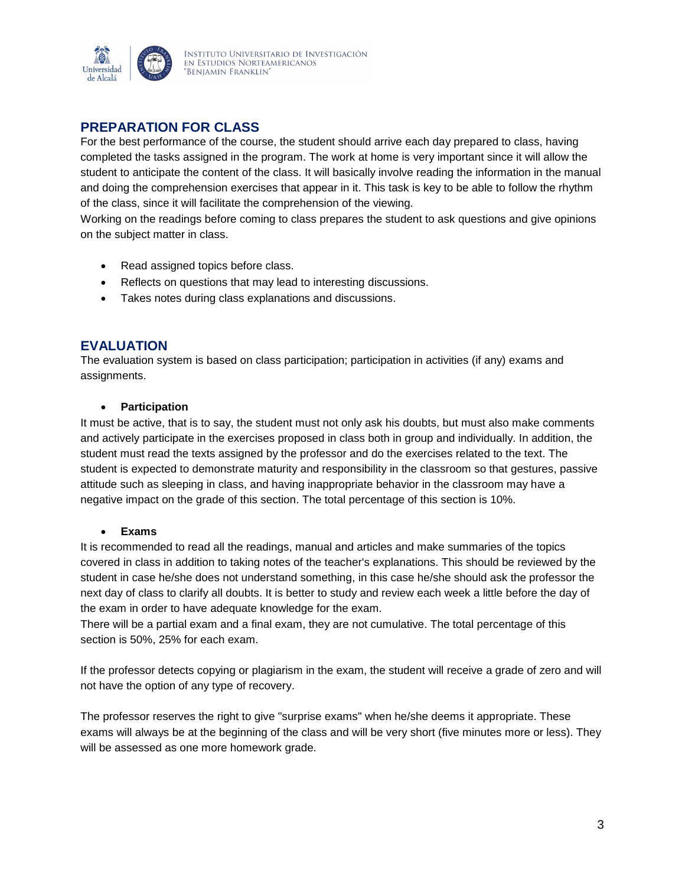## PREPARATION FOR CLASS

For the best performance of the course, the student should arrive each day prepared to class, having completed the tasks assigned in the program. The work at home is very important since it will allow the student to anticipate the content of the class. It will basically involve reading the information in the manual and doing the comprehension exercises that appear in it. This task is key to be able to follow the rhythm of the class, since it will facilitate the comprehension of the viewing.

Working on the readings before coming to class prepares the student to ask questions and give opinions on the subject matter in class.

- Read assigned topics before class.
- Reflects on questions that may lead to interesting discussions.
- Takes notes during class explanations and discussions.

## EVALUATION

The evaluation system is based on class participation; participation in activities (if any) exams and assignments.

- **Participation**

It must be active, that is to say, the student must not only ask his doubts, but must also make comments and actively participate in the exercises proposed in class both in group and individually. In addition, the student must read the texts assigned by the professor and do the exercises related to the text. The student is expected to demonstrate maturity and responsibility in the classroom so that gestures, passive attitude such as sleeping in class, and having inappropriate behavior in the classroom may have a negative impact on the grade of this section. The total percentage of this section is 10%.

- **Exams**

It is recommended to read all the readings, manual and articles and make summaries of the topics covered in class in addition to taking notes of the teacher's explanations. This should be reviewed by the student in case he/she does not understand something, in this case he/she should ask the professor the next day of class to clarify all doubts. It is better to study and review each week a little before the day of the exam in order to have adequate knowledge for the exam.

There will be a partial exam and a final exam, they are not cumulative. The total percentage of this section is 50%, 25% for each exam.

If the professor detects copying or plagiarism in the exam, the student will receive a grade of zero and will not have the option of any type of recovery.

The professor reserves the right to give "surprise exams" when he/she deems it appropriate. These exams will always be at the beginning of the class and will be very short (five minutes more or less). They will be assessed as one more homework grade.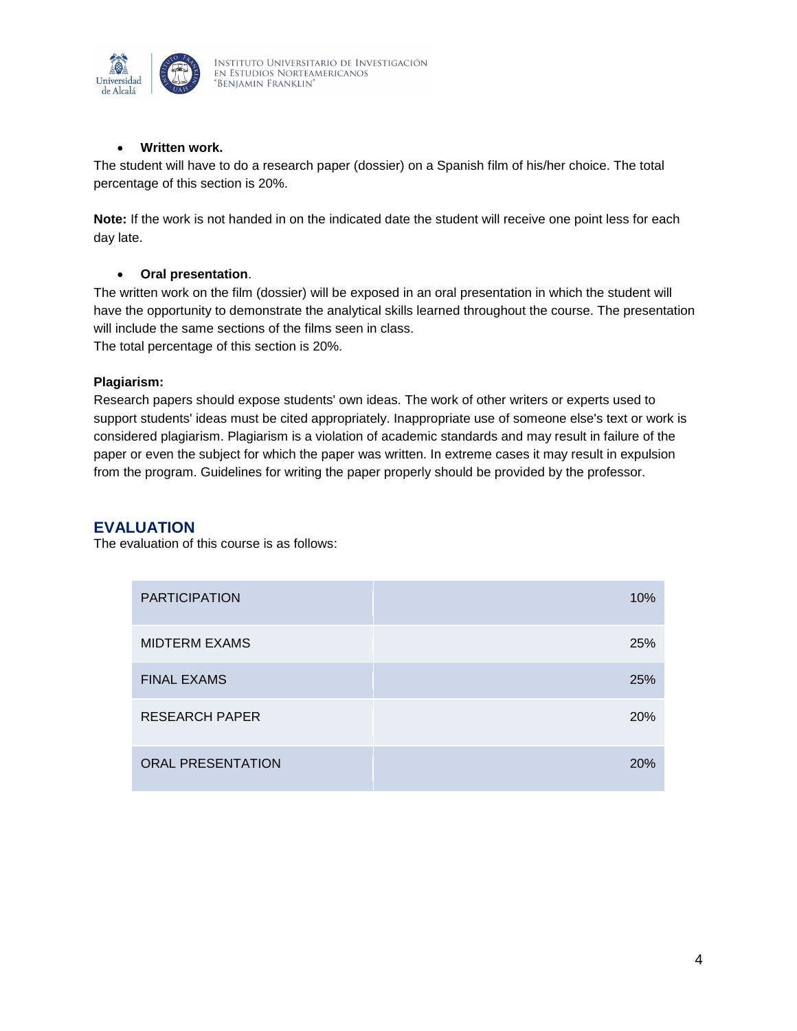- **Written work.**

The student will have to do a research paper (dossier) on a Spanish film of his/her choice. The total percentage of this section is 20%.

**Note:** If the work is not handed in on the indicated date the student will receive one point less for each day late.

- **Oral presentation**.

The written work on the film (dossier) will be exposed in an oral presentation in which the student will have the opportunity to demonstrate the analytical skills learned throughout the course. The presentation will include the same sections of the films seen in class.
The total percentage of this section is 20%.

**Plagiarism:**
Research papers should expose students' own ideas. The work of other writers or experts used to support students' ideas must be cited appropriately. Inappropriate use of someone else's text or work is considered plagiarism. Plagiarism is a violation of academic standards and may result in failure of the paper or even the subject for which the paper was written. In extreme cases it may result in expulsion from the program. Guidelines for writing the paper properly should be provided by the professor.

## EVALUATION

The evaluation of this course is as follows:

| | |
|---|---:|
| PARTICIPATION | 10% |
| MIDTERM EXAMS | 25% |
| FINAL EXAMS | 25% |
| RESEARCH PAPER | 20% |
| ORAL PRESENTATION | 20% |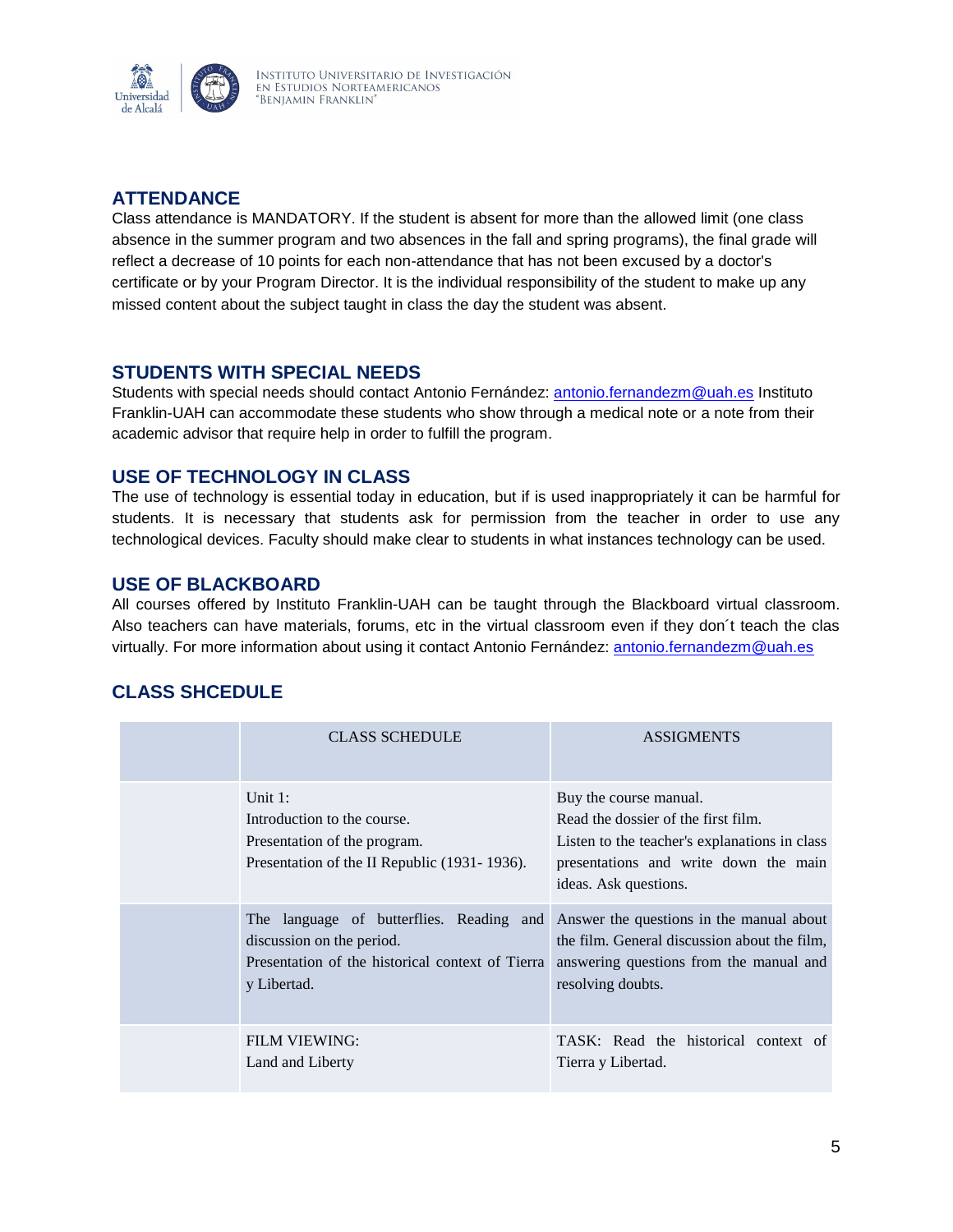## ATTENDANCE

Class attendance is MANDATORY. If the student is absent for more than the allowed limit (one class absence in the summer program and two absences in the fall and spring programs), the final grade will reflect a decrease of 10 points for each non-attendance that has not been excused by a doctor's certificate or by your Program Director. It is the individual responsibility of the student to make up any missed content about the subject taught in class the day the student was absent.

## STUDENTS WITH SPECIAL NEEDS

Students with special needs should contact Antonio Fernández: antonio.fernandezm@uah.es Instituto Franklin-UAH can accommodate these students who show through a medical note or a note from their academic advisor that require help in order to fulfill the program.

## USE OF TECHNOLOGY IN CLASS

The use of technology is essential today in education, but if is used inappropriately it can be harmful for students. It is necessary that students ask for permission from the teacher in order to use any technological devices. Faculty should make clear to students in what instances technology can be used.

## USE OF BLACKBOARD

All courses offered by Instituto Franklin-UAH can be taught through the Blackboard virtual classroom. Also teachers can have materials, forums, etc in the virtual classroom even if they don´t teach the clas virtually. For more information about using it contact Antonio Fernández: antonio.fernandezm@uah.es

## CLASS SHCEDULE

| | CLASS SCHEDULE | ASSIGMENTS |
|---|---|---|
| | Unit 1:<br>Introduction to the course.<br>Presentation of the program.<br>Presentation of the II Republic (1931- 1936). | Buy the course manual.<br>Read the dossier of the first film.<br>Listen to the teacher's explanations in class presentations and write down the main ideas. Ask questions. |
| | The language of butterflies. Reading and discussion on the period.<br>Presentation of the historical context of Tierra y Libertad. | Answer the questions in the manual about the film. General discussion about the film, answering questions from the manual and resolving doubts. |
| | FILM VIEWING:<br>Land and Liberty | TASK: Read the historical context of Tierra y Libertad. |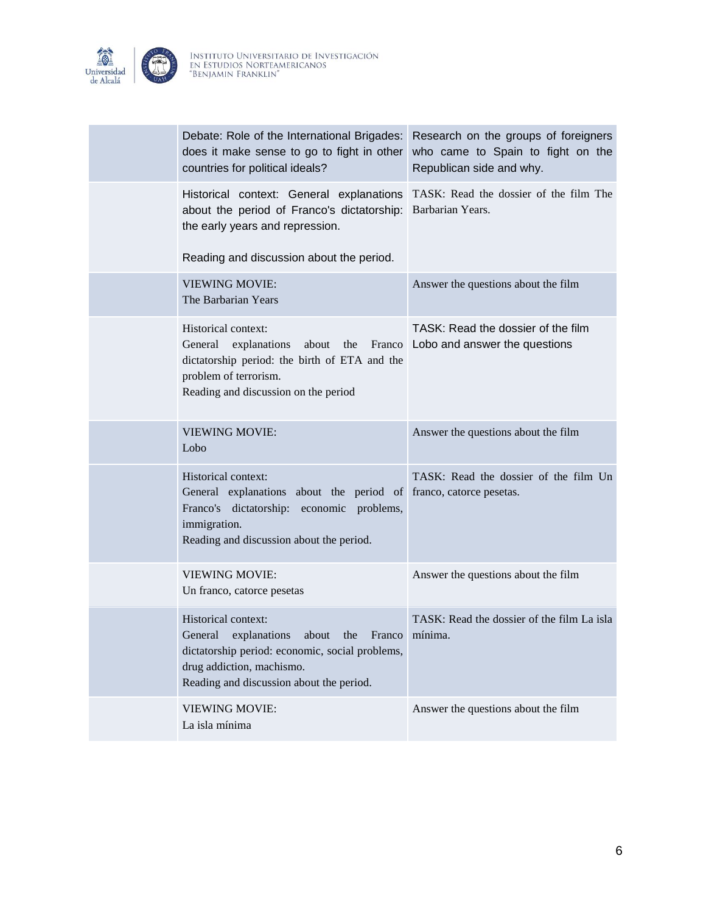|  |  |  |
|---|---|---|
|  | Debate: Role of the International Brigades: does it make sense to go to fight in other countries for political ideals? | Research on the groups of foreigners who came to Spain to fight on the Republican side and why. |
|  | Historical context: General explanations about the period of Franco's dictatorship: the early years and repression.<br><br>Reading and discussion about the period. | TASK: Read the dossier of the film The Barbarian Years. |
|  | VIEWING MOVIE:<br>The Barbarian Years | Answer the questions about the film |
|  | Historical context:<br>General explanations about the Franco dictatorship period: the birth of ETA and the problem of terrorism.<br>Reading and discussion on the period | TASK: Read the dossier of the film Lobo and answer the questions |
|  | VIEWING MOVIE:<br>Lobo | Answer the questions about the film |
|  | Historical context:<br>General explanations about the period of Franco's dictatorship: economic problems, immigration.<br>Reading and discussion about the period. | TASK: Read the dossier of the film Un franco, catorce pesetas. |
|  | VIEWING MOVIE:<br>Un franco, catorce pesetas | Answer the questions about the film |
|  | Historical context:<br>General explanations about the Franco dictatorship period: economic, social problems, drug addiction, machismo.<br>Reading and discussion about the period. | TASK: Read the dossier of the film La isla mínima. |
|  | VIEWING MOVIE:<br>La isla mínima | Answer the questions about the film |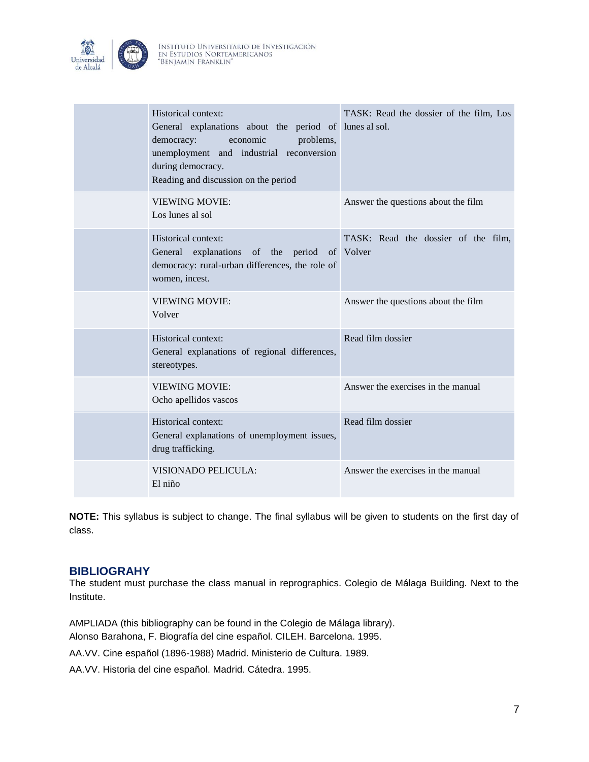| | | |
|---|---|---|
| | Historical context:<br>General explanations about the period of democracy: economic problems, unemployment and industrial reconversion during democracy.<br>Reading and discussion on the period | TASK: Read the dossier of the film, Los lunes al sol. |
| | VIEWING MOVIE:<br>Los lunes al sol | Answer the questions about the film |
| | Historical context:<br>General explanations of the period of democracy: rural-urban differences, the role of women, incest. | TASK: Read the dossier of the film, Volver |
| | VIEWING MOVIE:<br>Volver | Answer the questions about the film |
| | Historical context:<br>General explanations of regional differences, stereotypes. | Read film dossier |
| | VIEWING MOVIE:<br>Ocho apellidos vascos | Answer the exercises in the manual |
| | Historical context:<br>General explanations of unemployment issues, drug trafficking. | Read film dossier |
| | VISIONADO PELICULA:<br>El niño | Answer the exercises in the manual |

**NOTE:** This syllabus is subject to change. The final syllabus will be given to students on the first day of class.

## BIBLIOGRAHY

The student must purchase the class manual in reprographics. Colegio de Málaga Building. Next to the Institute.

AMPLIADA (this bibliography can be found in the Colegio de Málaga library).

Alonso Barahona, F. Biografía del cine español. CILEH. Barcelona. 1995.

AA.VV. Cine español (1896-1988) Madrid. Ministerio de Cultura. 1989.

AA.VV. Historia del cine español. Madrid. Cátedra. 1995.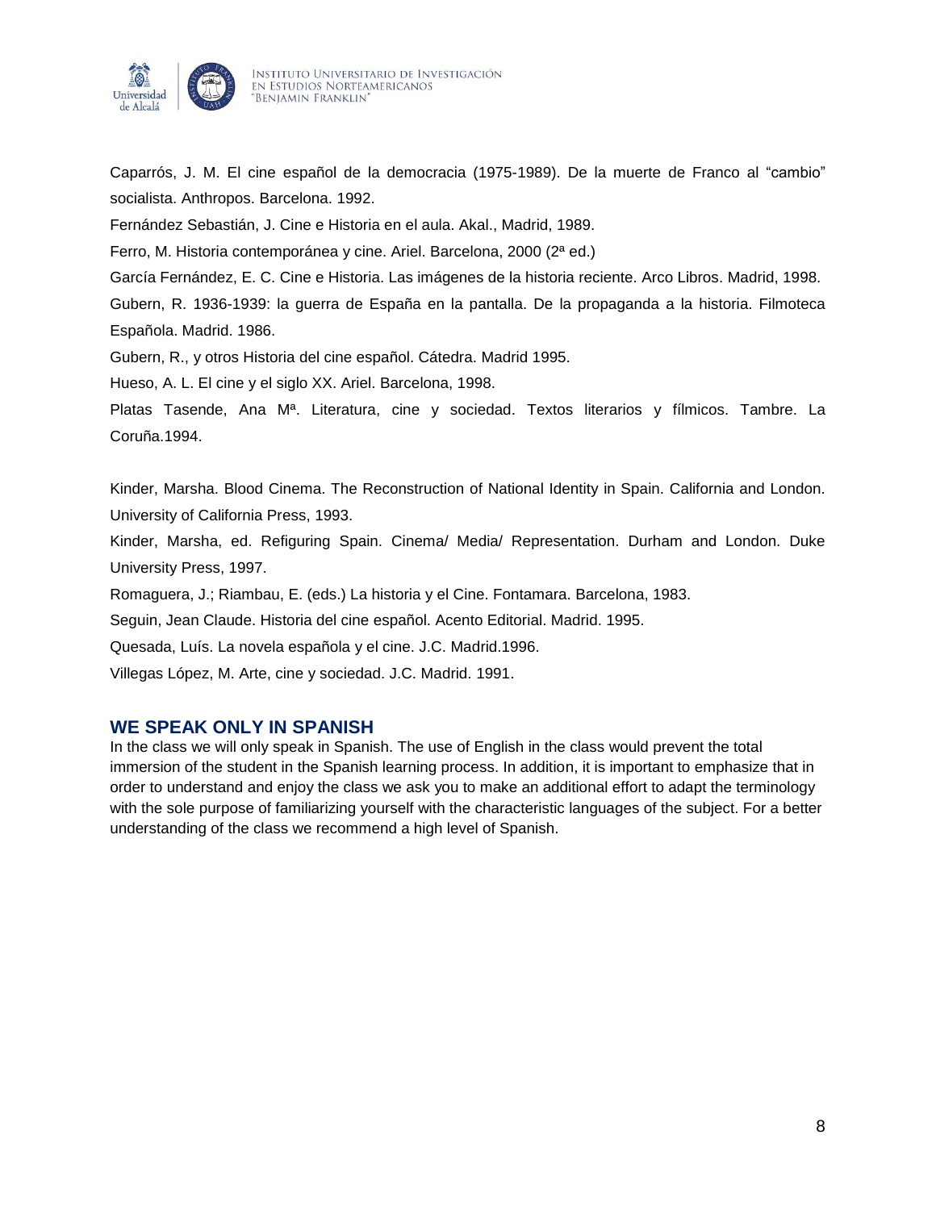Caparrós, J. M. El cine español de la democracia (1975-1989). De la muerte de Franco al "cambio" socialista. Anthropos. Barcelona. 1992.

Fernández Sebastián, J. Cine e Historia en el aula. Akal., Madrid, 1989.

Ferro, M. Historia contemporánea y cine. Ariel. Barcelona, 2000 (2ª ed.)

García Fernández, E. C. Cine e Historia. Las imágenes de la historia reciente. Arco Libros. Madrid, 1998.

Gubern, R. 1936-1939: la guerra de España en la pantalla. De la propaganda a la historia. Filmoteca Española. Madrid. 1986.

Gubern, R., y otros Historia del cine español. Cátedra. Madrid 1995.

Hueso, A. L. El cine y el siglo XX. Ariel. Barcelona, 1998.

Platas Tasende, Ana Mª. Literatura, cine y sociedad. Textos literarios y fílmicos. Tambre. La Coruña.1994.

Kinder, Marsha. Blood Cinema. The Reconstruction of National Identity in Spain. California and London. University of California Press, 1993.

Kinder, Marsha, ed. Refiguring Spain. Cinema/ Media/ Representation. Durham and London. Duke University Press, 1997.

Romaguera, J.; Riambau, E. (eds.) La historia y el Cine. Fontamara. Barcelona, 1983.

Seguin, Jean Claude. Historia del cine español. Acento Editorial. Madrid. 1995.

Quesada, Luís. La novela española y el cine. J.C. Madrid.1996.

Villegas López, M. Arte, cine y sociedad. J.C. Madrid. 1991.

## WE SPEAK ONLY IN SPANISH

In the class we will only speak in Spanish. The use of English in the class would prevent the total immersion of the student in the Spanish learning process. In addition, it is important to emphasize that in order to understand and enjoy the class we ask you to make an additional effort to adapt the terminology with the sole purpose of familiarizing yourself with the characteristic languages of the subject. For a better understanding of the class we recommend a high level of Spanish.